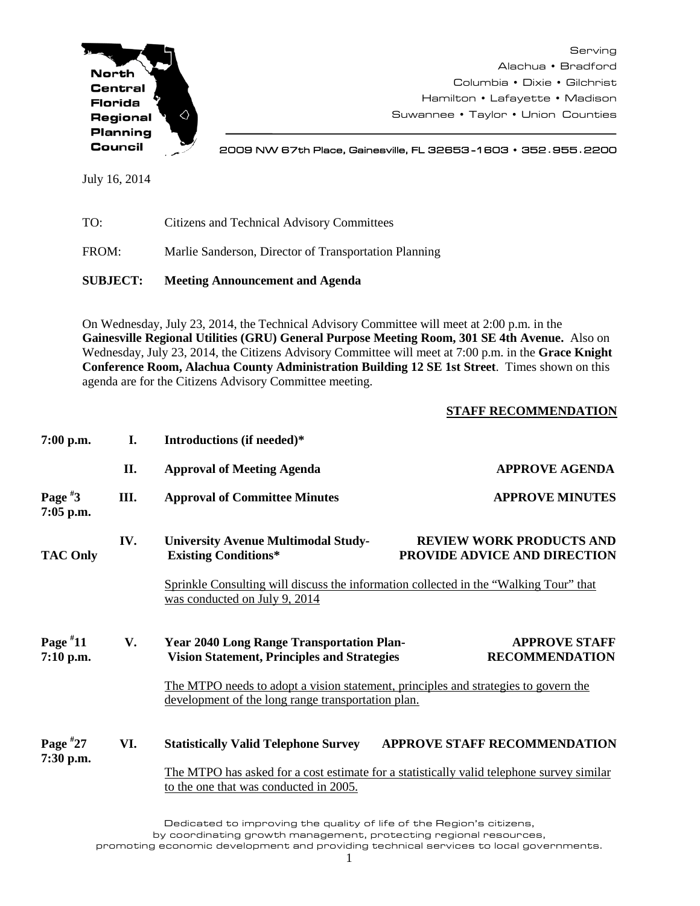**North Central Florida Regional Planning Council**

Serving
Alachua • Bradford
Columbia • Dixie • Gilchrist
Hamilton • Lafayette • Madison
Suwannee • Taylor • Union Counties

2009 NW 67th Place, Gainesville, FL 32653-1603 • 352.955.2200

July 16, 2014

TO: Citizens and Technical Advisory Committees

FROM: Marlie Sanderson, Director of Transportation Planning

**SUBJECT: Meeting Announcement and Agenda**

On Wednesday, July 23, 2014, the Technical Advisory Committee will meet at 2:00 p.m. in the **Gainesville Regional Utilities (GRU) General Purpose Meeting Room, 301 SE 4th Avenue.** Also on Wednesday, July 23, 2014, the Citizens Advisory Committee will meet at 7:00 p.m. in the **Grace Knight Conference Room, Alachua County Administration Building 12 SE 1st Street**. Times shown on this agenda are for the Citizens Advisory Committee meeting.

| | | | **STAFF RECOMMENDATION** |
|---|---|---|---|
| **7:00 p.m.** | **I.** | **Introductions (if needed)*** | |
| | **II.** | **Approval of Meeting Agenda** | **APPROVE AGENDA** |
| **Page #3**<br>**7:05 p.m.** | **III.** | **Approval of Committee Minutes** | **APPROVE MINUTES** |
| **TAC Only** | **IV.** | **University Avenue Multimodal Study-Existing Conditions***<br><br>Sprinkle Consulting will discuss the information collected in the "Walking Tour" that was conducted on July 9, 2014 | **REVIEW WORK PRODUCTS AND PROVIDE ADVICE AND DIRECTION** |
| **Page #11**<br>**7:10 p.m.** | **V.** | **Year 2040 Long Range Transportation Plan-Vision Statement, Principles and Strategies**<br><br>The MTPO needs to adopt a vision statement, principles and strategies to govern the development of the long range transportation plan. | **APPROVE STAFF RECOMMENDATION** |
| **Page #27**<br>**7:30 p.m.** | **VI.** | **Statistically Valid Telephone Survey**<br><br>The MTPO has asked for a cost estimate for a statistically valid telephone survey similar to the one that was conducted in 2005. | **APPROVE STAFF RECOMMENDATION** |

Dedicated to improving the quality of life of the Region's citizens, by coordinating growth management, protecting regional resources, promoting economic development and providing technical services to local governments.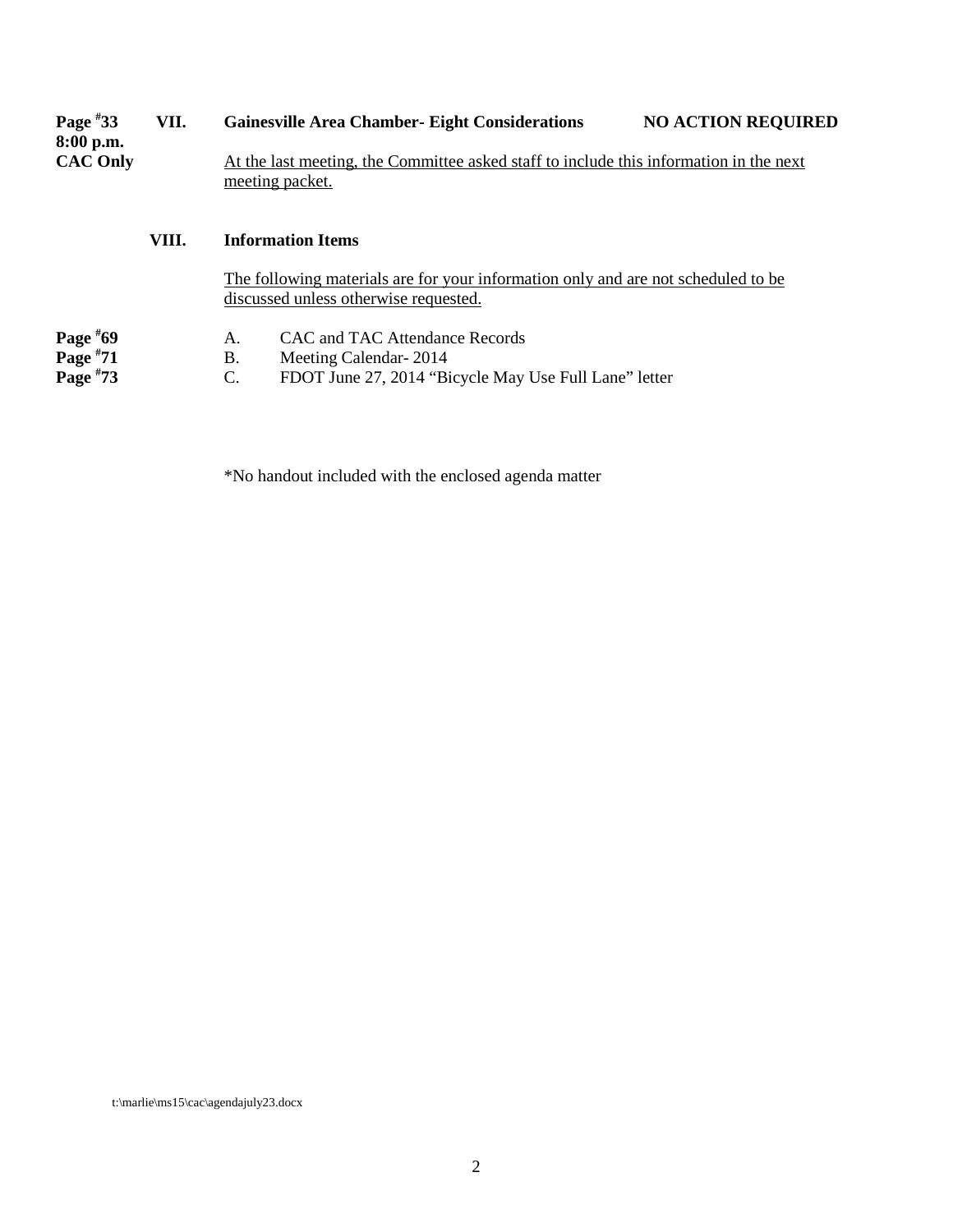**Page #33**
**8:00 p.m.**
**CAC Only**

**VII. Gainesville Area Chamber- Eight Considerations** **NO ACTION REQUIRED**

At the last meeting, the Committee asked staff to include this information in the next meeting packet.

**VIII. Information Items**

The following materials are for your information only and are not scheduled to be discussed unless otherwise requested.

**Page #69** A. CAC and TAC Attendance Records
**Page #71** B. Meeting Calendar- 2014
**Page #73** C. FDOT June 27, 2014 "Bicycle May Use Full Lane" letter

*No handout included with the enclosed agenda matter

t:\marlie\ms15\cac\agendajuly23.docx